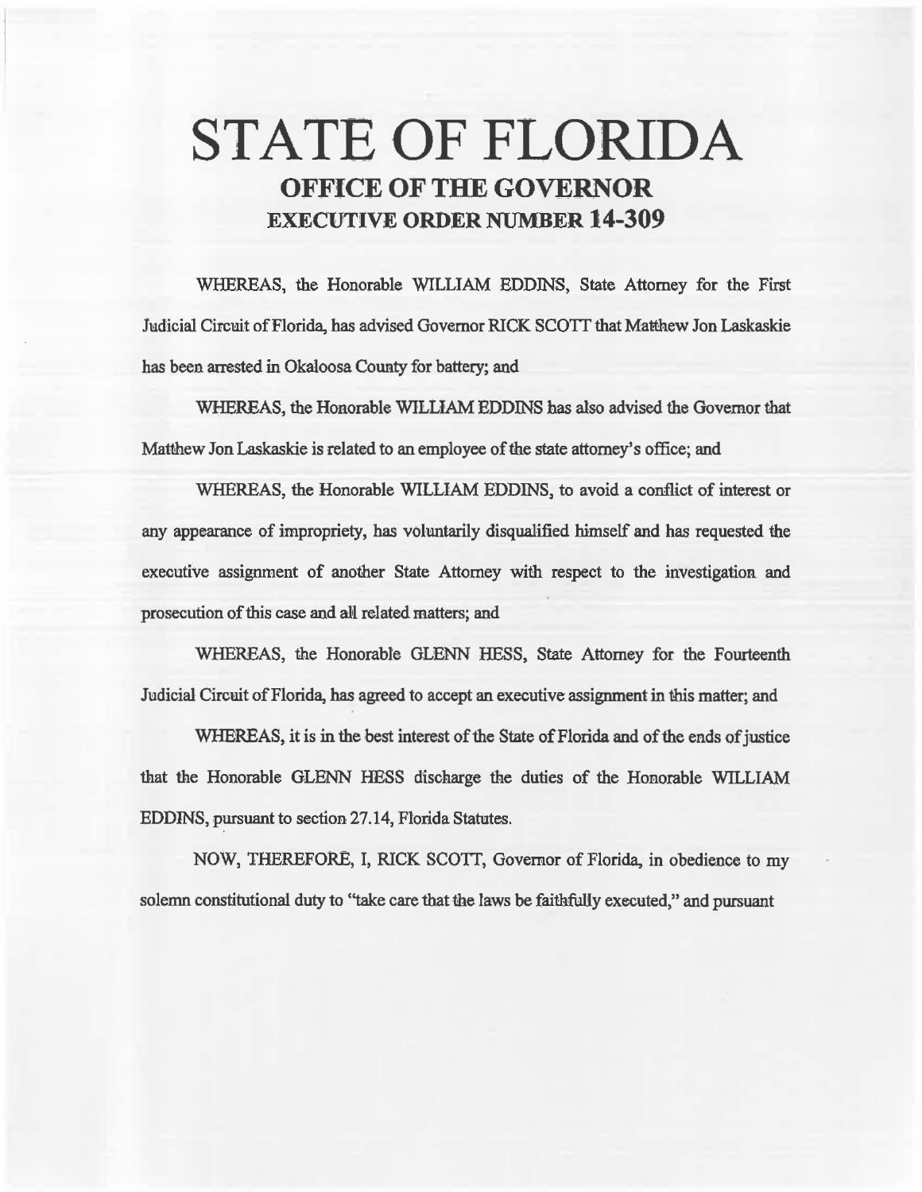# STATE OF FLORIDA

## OFFICE OF THE GOVERNOR

## EXECUTIVE ORDER NUMBER 14-309

WHEREAS, the Honorable WILLIAM EDDINS, State Attorney for the First Judicial Circuit of Florida, has advised Governor RICK SCOTT that Matthew Jon Laskaskie has been arrested in Okaloosa County for battery; and

WHEREAS, the Honorable WILLIAM EDDINS has also advised the Governor that Matthew Jon Laskaskie is related to an employee of the state attorney's office; and

WHEREAS, the Honorable WILLIAM EDDINS, to avoid a conflict of interest or any appearance of impropriety, has voluntarily disqualified himself and has requested the executive assignment of another State Attorney with respect to the investigation and prosecution of this case and all related matters; and

WHEREAS, the Honorable GLENN HESS, State Attorney for the Fourteenth Judicial Circuit of Florida, has agreed to accept an executive assignment in this matter; and

WHEREAS, it is in the best interest of the State of Florida and of the ends of justice that the Honorable GLENN HESS discharge the duties of the Honorable WILLIAM EDDINS, pursuant to section 27.14, Florida Statutes.

NOW, THEREFORE, I, RICK SCOTT, Governor of Florida, in obedience to my solemn constitutional duty to "take care that the laws be faithfully executed," and pursuant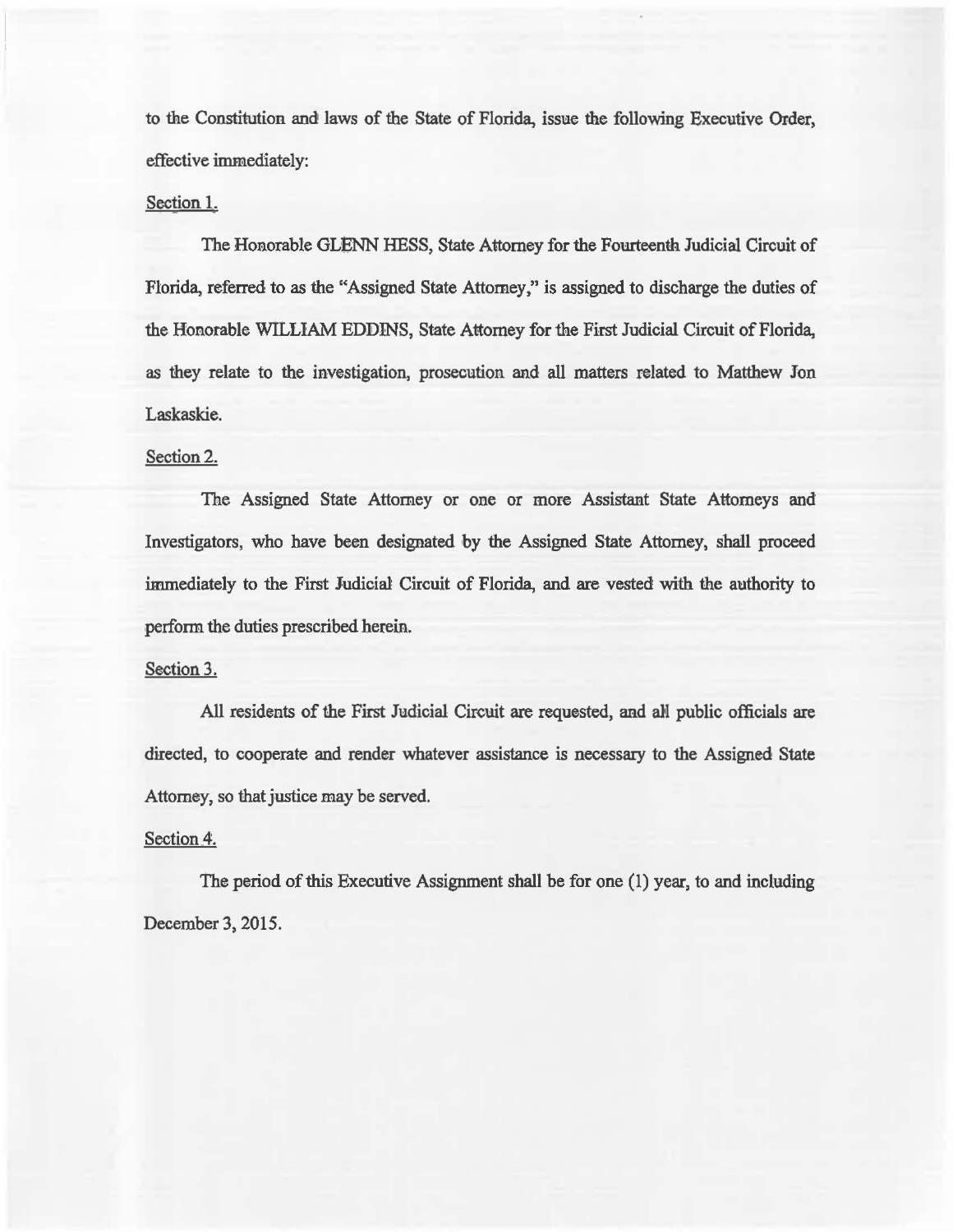to the Constitution and laws of the State of Florida, issue the following Executive Order, effective immediately:

Section 1.

The Honorable GLENN HESS, State Attorney for the Fourteenth Judicial Circuit of Florida, referred to as the "Assigned State Attorney," is assigned to discharge the duties of the Honorable WILLIAM EDDINS, State Attorney for the First Judicial Circuit of Florida, as they relate to the investigation, prosecution and all matters related to Matthew Jon Laskaskie.

Section 2.

The Assigned State Attorney or one or more Assistant State Attorneys and Investigators, who have been designated by the Assigned State Attorney, shall proceed immediately to the First Judicial Circuit of Florida, and are vested with the authority to perform the duties prescribed herein.

Section 3.

All residents of the First Judicial Circuit are requested, and all public officials are directed, to cooperate and render whatever assistance is necessary to the Assigned State Attorney, so that justice may be served.

Section 4.

The period of this Executive Assignment shall be for one (1) year, to and including December 3, 2015.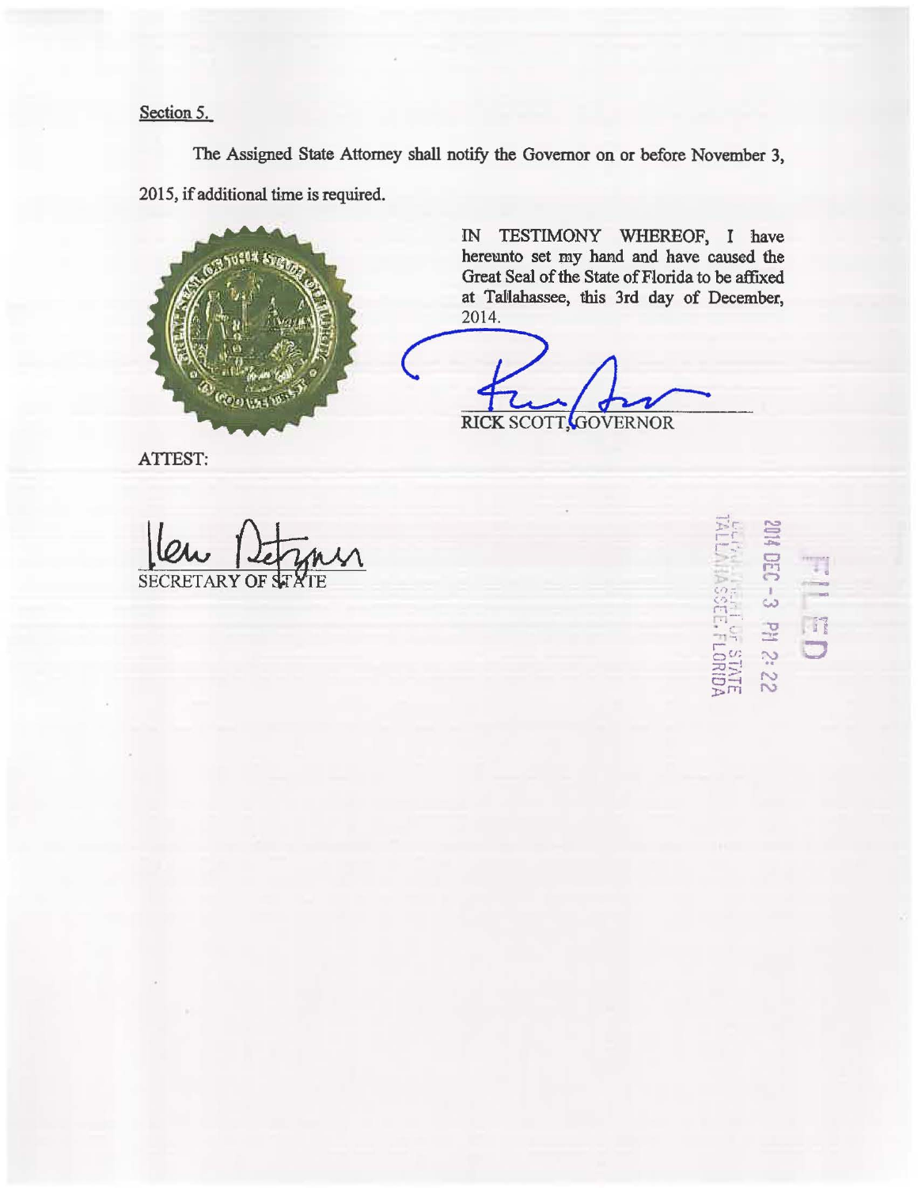Section 5.

The Assigned State Attorney shall notify the Governor on or before November 3, 2015, if additional time is required.

IN TESTIMONY WHEREOF, I have hereunto set my hand and have caused the Great Seal of the State of Florida to be affixed at Tallahassee, this 3rd day of December, 2014.

RICK SCOTT, GOVERNOR

ATTEST:

SECRETARY OF STATE

FILED

2014 DEC -3 PM 2:22

DEPARTMENT OF STATE
TALLAHASSEE, FLORIDA